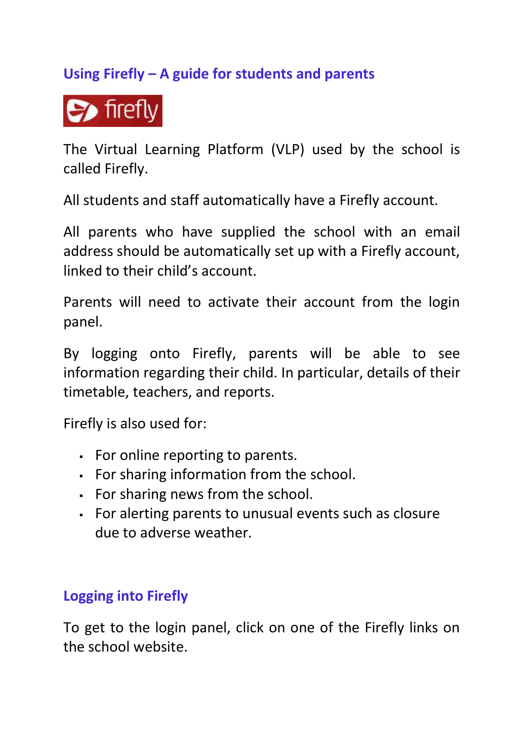## Using Firefly – A guide for students and parents

The Virtual Learning Platform (VLP) used by the school is called Firefly.

All students and staff automatically have a Firefly account.

All parents who have supplied the school with an email address should be automatically set up with a Firefly account, linked to their child's account.

Parents will need to activate their account from the login panel.

By logging onto Firefly, parents will be able to see information regarding their child. In particular, details of their timetable, teachers, and reports.

Firefly is also used for:

- For online reporting to parents.
- For sharing information from the school.
- For sharing news from the school.
- For alerting parents to unusual events such as closure due to adverse weather.

## Logging into Firefly

To get to the login panel, click on one of the Firefly links on the school website.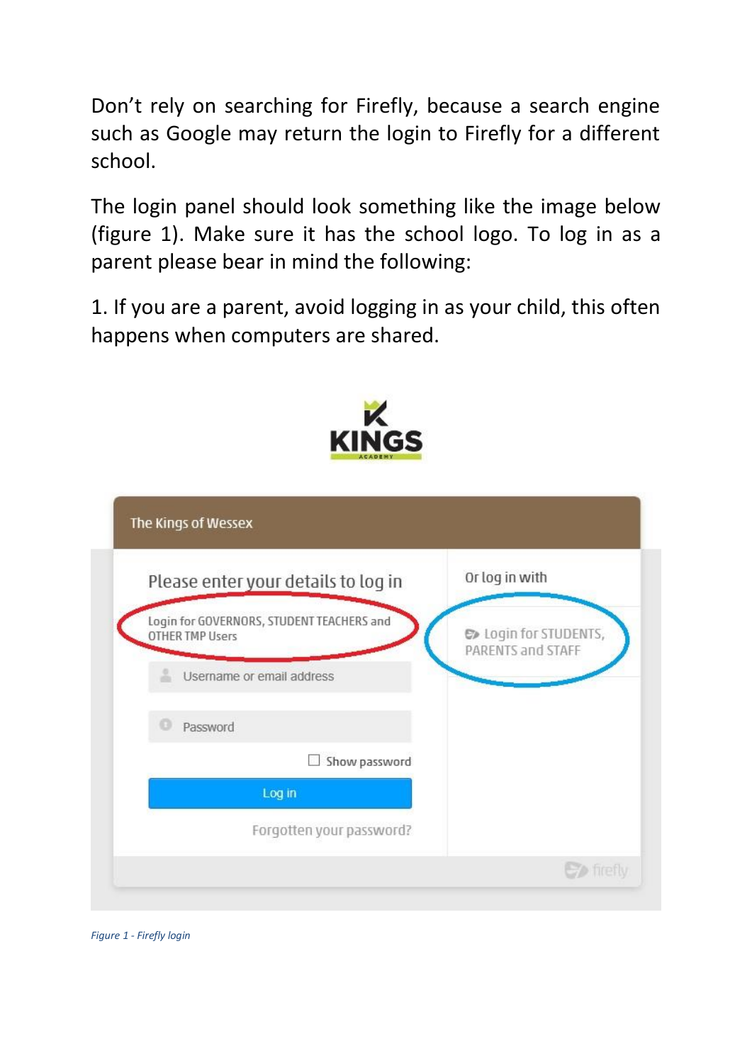Don't rely on searching for Firefly, because a search engine such as Google may return the login to Firefly for a different school.

The login panel should look something like the image below (figure 1). Make sure it has the school logo. To log in as a parent please bear in mind the following:

1. If you are a parent, avoid logging in as your child, this often happens when computers are shared.

*Figure 1 - Firefly login*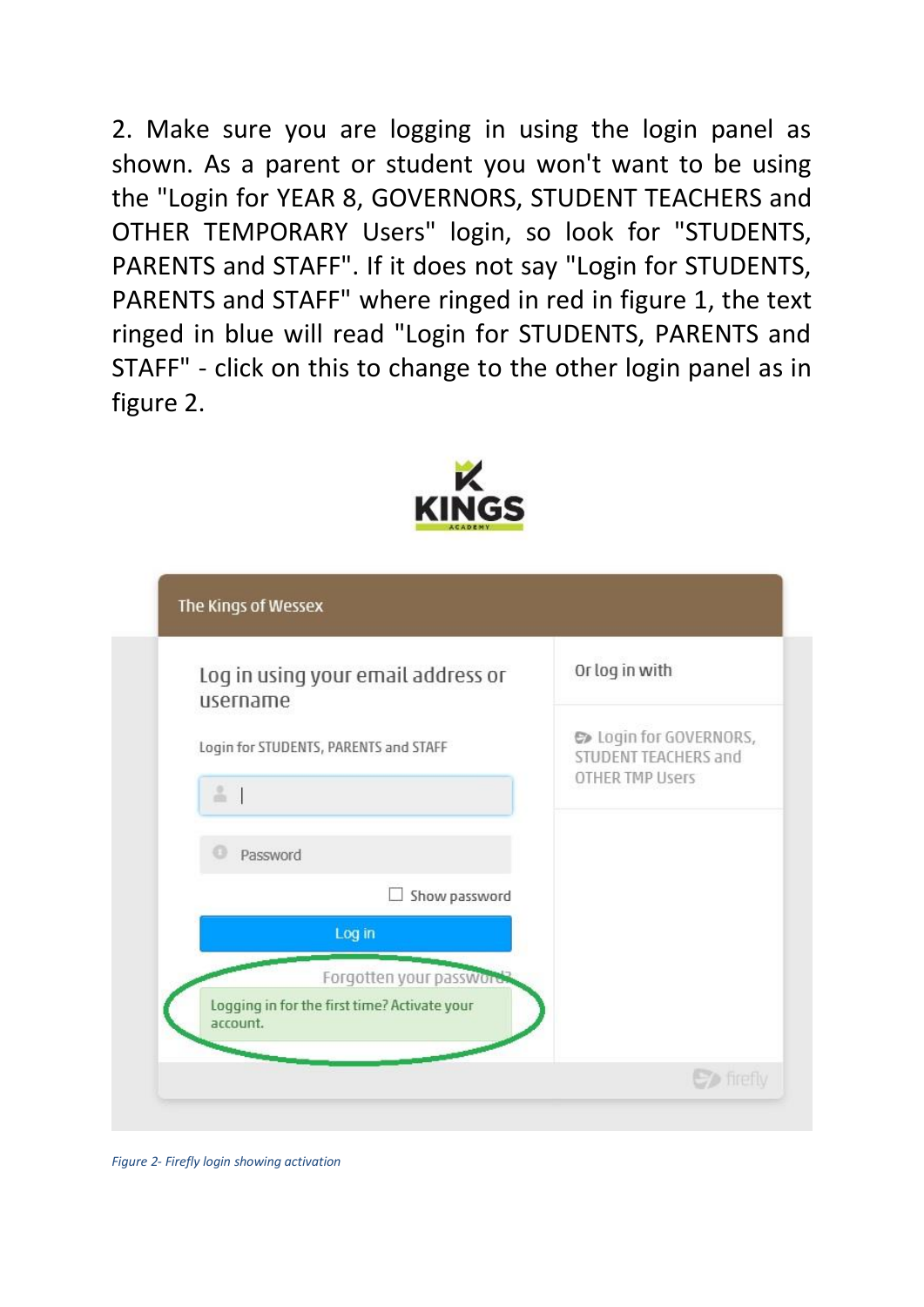2. Make sure you are logging in using the login panel as shown. As a parent or student you won't want to be using the "Login for YEAR 8, GOVERNORS, STUDENT TEACHERS and OTHER TEMPORARY Users" login, so look for "STUDENTS, PARENTS and STAFF". If it does not say "Login for STUDENTS, PARENTS and STAFF" where ringed in red in figure 1, the text ringed in blue will read "Login for STUDENTS, PARENTS and STAFF" - click on this to change to the other login panel as in figure 2.

*Figure 2- Firefly login showing activation*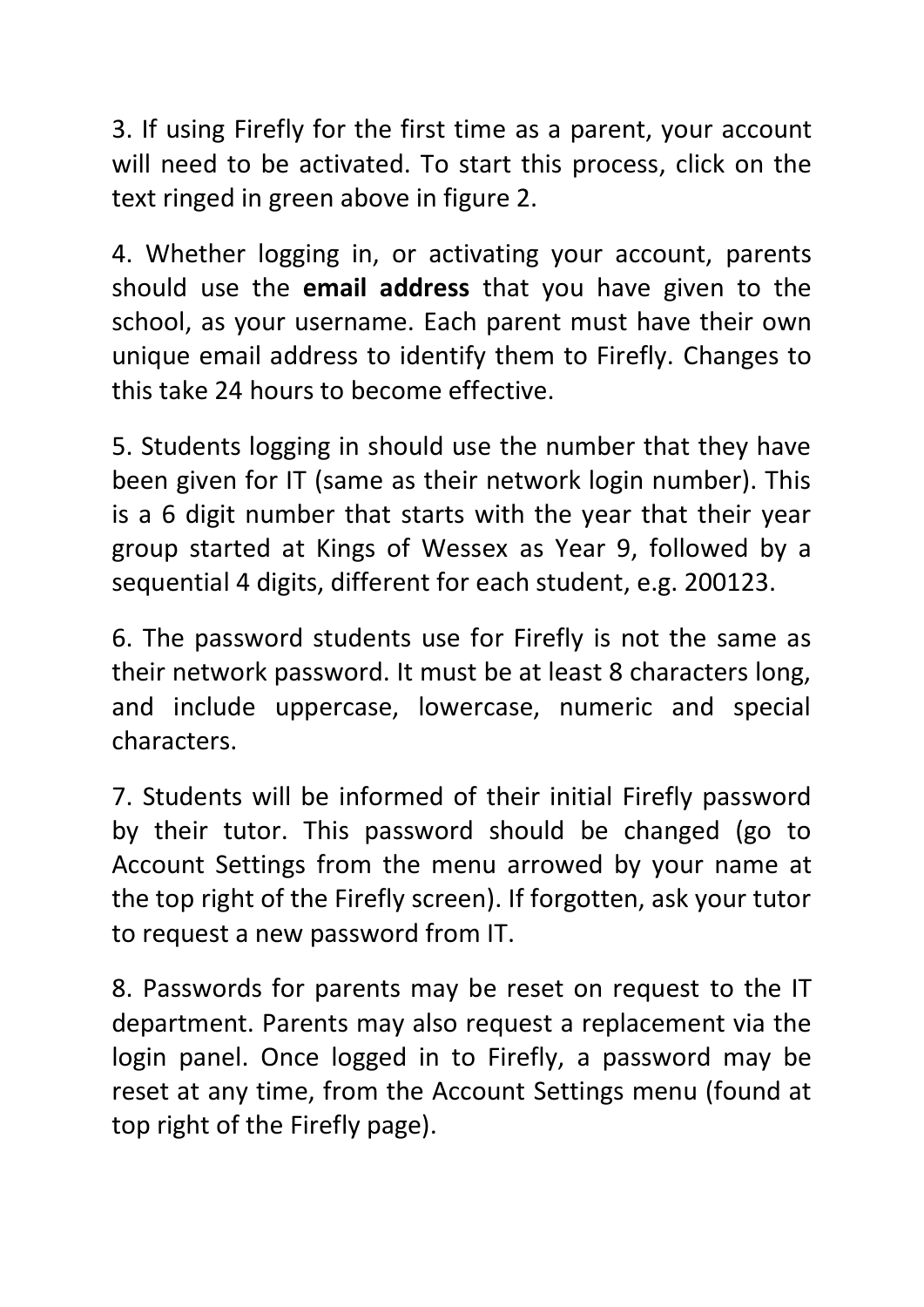3. If using Firefly for the first time as a parent, your account will need to be activated. To start this process, click on the text ringed in green above in figure 2.

4. Whether logging in, or activating your account, parents should use the **email address** that you have given to the school, as your username. Each parent must have their own unique email address to identify them to Firefly. Changes to this take 24 hours to become effective.

5. Students logging in should use the number that they have been given for IT (same as their network login number). This is a 6 digit number that starts with the year that their year group started at Kings of Wessex as Year 9, followed by a sequential 4 digits, different for each student, e.g. 200123.

6. The password students use for Firefly is not the same as their network password. It must be at least 8 characters long, and include uppercase, lowercase, numeric and special characters.

7. Students will be informed of their initial Firefly password by their tutor. This password should be changed (go to Account Settings from the menu arrowed by your name at the top right of the Firefly screen). If forgotten, ask your tutor to request a new password from IT.

8. Passwords for parents may be reset on request to the IT department. Parents may also request a replacement via the login panel. Once logged in to Firefly, a password may be reset at any time, from the Account Settings menu (found at top right of the Firefly page).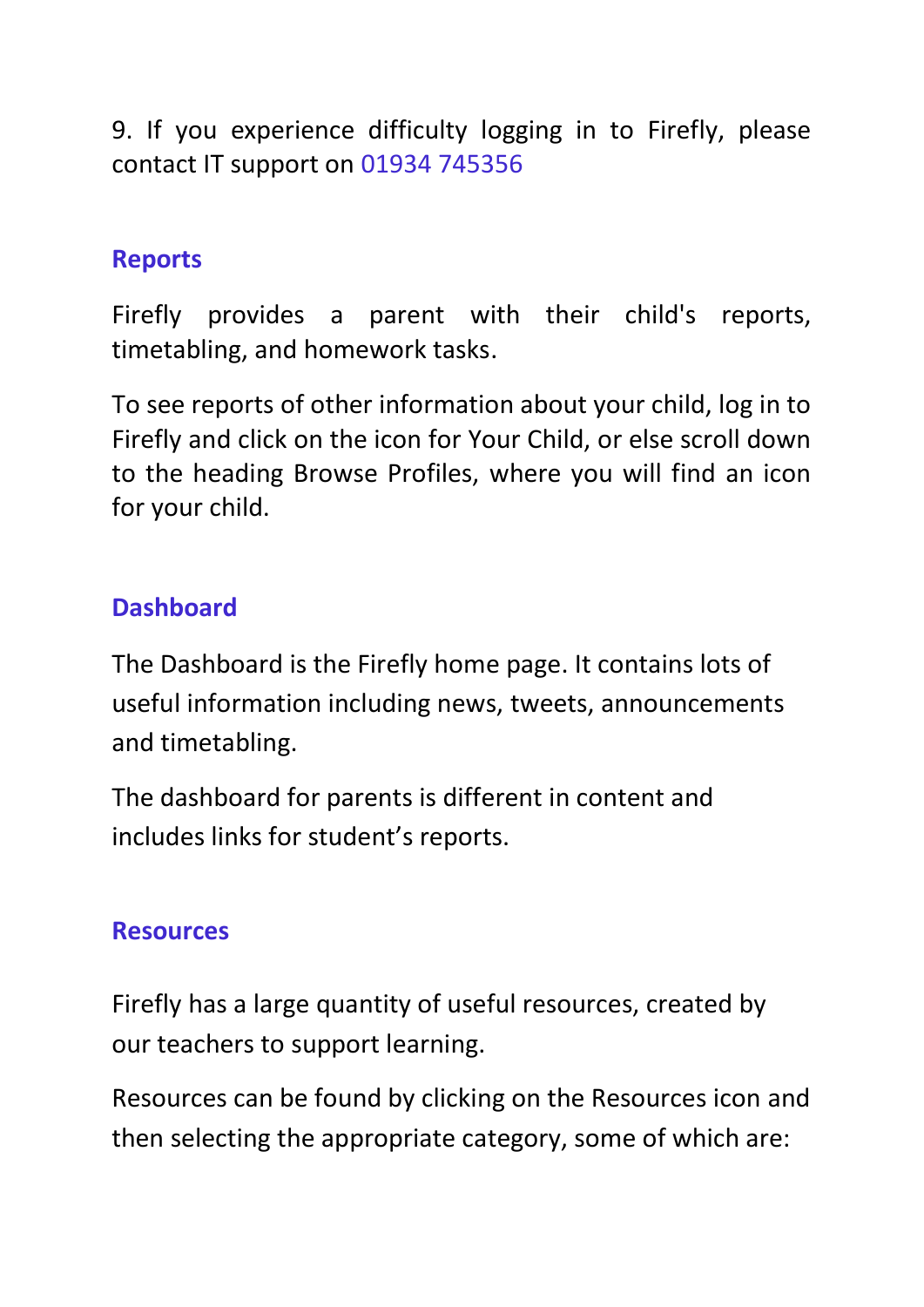9. If you experience difficulty logging in to Firefly, please contact IT support on 01934 745356

## Reports

Firefly provides a parent with their child's reports, timetabling, and homework tasks.

To see reports of other information about your child, log in to Firefly and click on the icon for Your Child, or else scroll down to the heading Browse Profiles, where you will find an icon for your child.

## Dashboard

The Dashboard is the Firefly home page. It contains lots of useful information including news, tweets, announcements and timetabling.

The dashboard for parents is different in content and includes links for student's reports.

## Resources

Firefly has a large quantity of useful resources, created by our teachers to support learning.

Resources can be found by clicking on the Resources icon and then selecting the appropriate category, some of which are: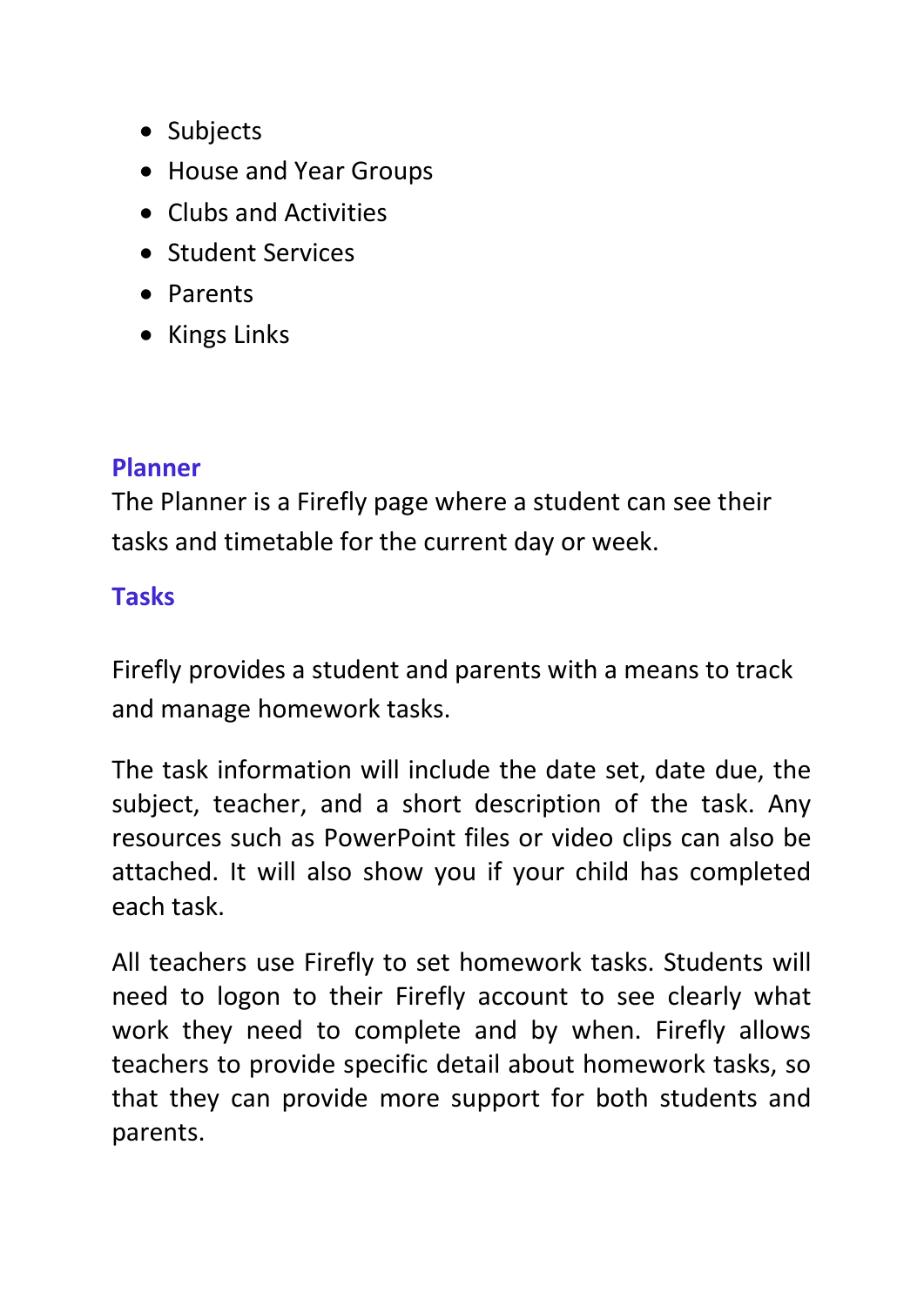- Subjects
- House and Year Groups
- Clubs and Activities
- Student Services
- Parents
- Kings Links

## Planner

The Planner is a Firefly page where a student can see their tasks and timetable for the current day or week.

## Tasks

Firefly provides a student and parents with a means to track and manage homework tasks.

The task information will include the date set, date due, the subject, teacher, and a short description of the task. Any resources such as PowerPoint files or video clips can also be attached. It will also show you if your child has completed each task.

All teachers use Firefly to set homework tasks. Students will need to logon to their Firefly account to see clearly what work they need to complete and by when. Firefly allows teachers to provide specific detail about homework tasks, so that they can provide more support for both students and parents.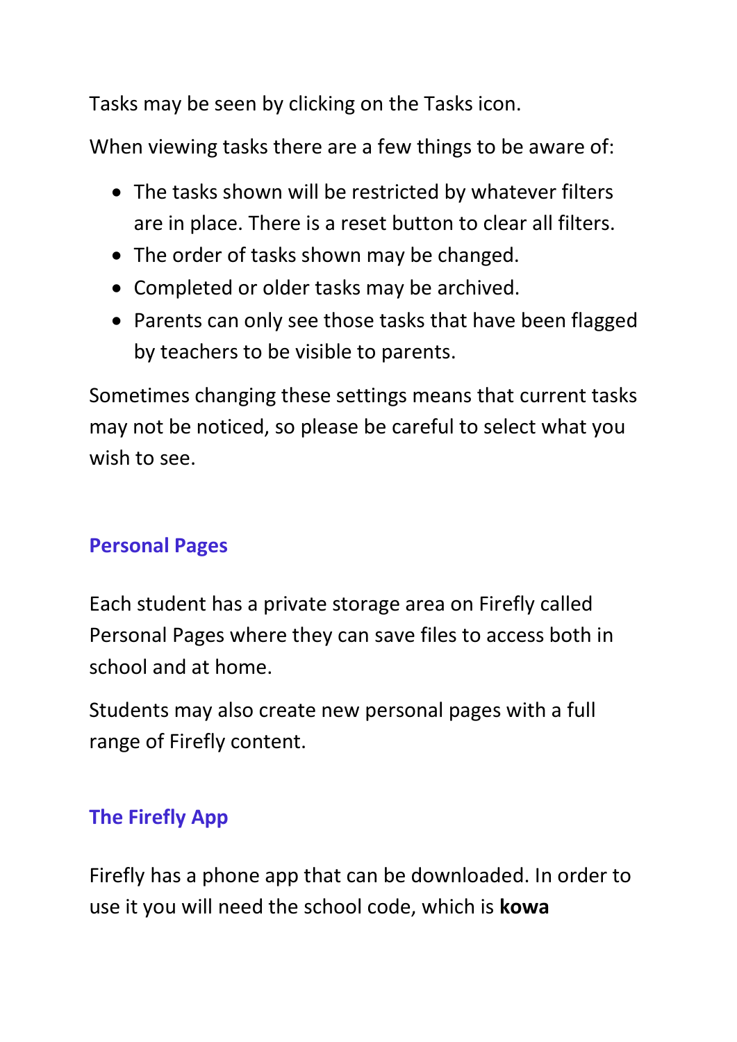Tasks may be seen by clicking on the Tasks icon.

When viewing tasks there are a few things to be aware of:

- The tasks shown will be restricted by whatever filters are in place. There is a reset button to clear all filters.
- The order of tasks shown may be changed.
- Completed or older tasks may be archived.
- Parents can only see those tasks that have been flagged by teachers to be visible to parents.

Sometimes changing these settings means that current tasks may not be noticed, so please be careful to select what you wish to see.

## Personal Pages

Each student has a private storage area on Firefly called Personal Pages where they can save files to access both in school and at home.

Students may also create new personal pages with a full range of Firefly content.

## The Firefly App

Firefly has a phone app that can be downloaded. In order to use it you will need the school code, which is **kowa**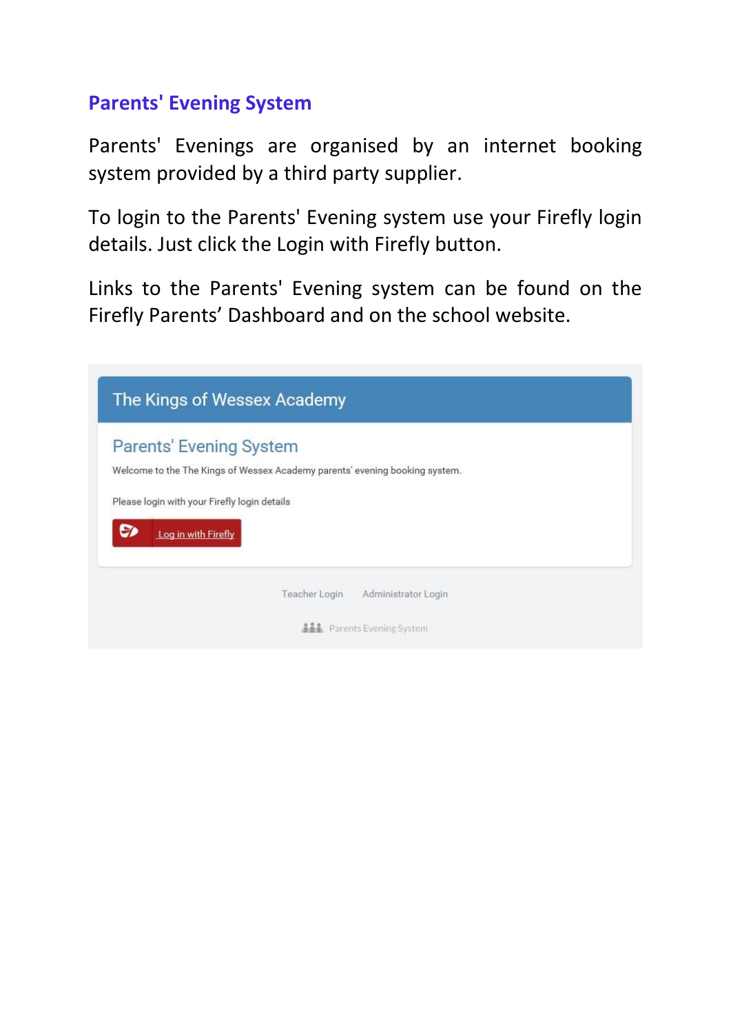## Parents' Evening System

Parents' Evenings are organised by an internet booking system provided by a third party supplier.

To login to the Parents' Evening system use your Firefly login details. Just click the Login with Firefly button.

Links to the Parents' Evening system can be found on the Firefly Parents' Dashboard and on the school website.

The Kings of Wessex Academy

Parents' Evening System

Welcome to the The Kings of Wessex Academy parents' evening booking system.

Please login with your Firefly login details

Log in with Firefly

Teacher Login    Administrator Login

Parents Evening System